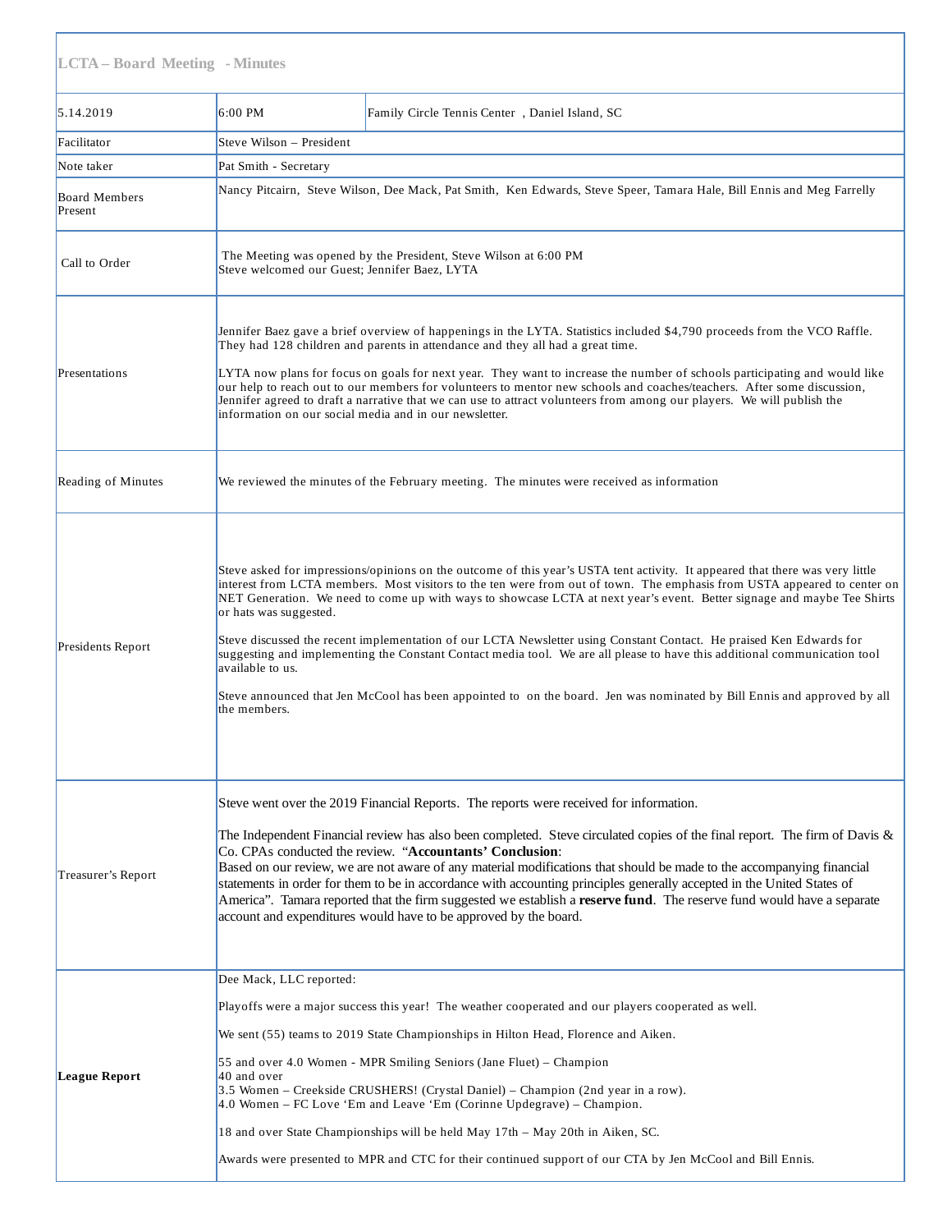## LCTA – Board Meeting - Minutes

| 5.14.2019 | 6:00 PM | Family Circle Tennis Center , Daniel Island, SC |
|---|---|---|
| Facilitator | Steve Wilson – President | |
| Note taker | Pat Smith - Secretary | |
| Board Members Present | Nancy Pitcairn, Steve Wilson, Dee Mack, Pat Smith, Ken Edwards, Steve Speer, Tamara Hale, Bill Ennis and Meg Farrelly | |
| Call to Order | The Meeting was opened by the President, Steve Wilson at 6:00 PM<br>Steve welcomed our Guest; Jennifer Baez, LYTA | |
| Presentations | Jennifer Baez gave a brief overview of happenings in the LYTA. Statistics included $4,790 proceeds from the VCO Raffle. They had 128 children and parents in attendance and they all had a great time.<br><br>LYTA now plans for focus on goals for next year. They want to increase the number of schools participating and would like our help to reach out to our members for volunteers to mentor new schools and coaches/teachers. After some discussion, Jennifer agreed to draft a narrative that we can use to attract volunteers from among our players. We will publish the information on our social media and in our newsletter. | |
| Reading of Minutes | We reviewed the minutes of the February meeting. The minutes were received as information | |
| Presidents Report | Steve asked for impressions/opinions on the outcome of this year's USTA tent activity. It appeared that there was very little interest from LCTA members. Most visitors to the ten were from out of town. The emphasis from USTA appeared to center on NET Generation. We need to come up with ways to showcase LCTA at next year's event. Better signage and maybe Tee Shirts or hats was suggested.<br><br>Steve discussed the recent implementation of our LCTA Newsletter using Constant Contact. He praised Ken Edwards for suggesting and implementing the Constant Contact media tool. We are all please to have this additional communication tool available to us.<br><br>Steve announced that Jen McCool has been appointed to on the board. Jen was nominated by Bill Ennis and approved by all the members. | |
| Treasurer's Report | Steve went over the 2019 Financial Reports. The reports were received for information.<br><br>The Independent Financial review has also been completed. Steve circulated copies of the final report. The firm of Davis & Co. CPAs conducted the review. "**Accountants' Conclusion**:<br>Based on our review, we are not aware of any material modifications that should be made to the accompanying financial statements in order for them to be in accordance with accounting principles generally accepted in the United States of America". Tamara reported that the firm suggested we establish a **reserve fund**. The reserve fund would have a separate account and expenditures would have to be approved by the board. | |
| **League Report** | Dee Mack, LLC reported:<br><br>Playoffs were a major success this year! The weather cooperated and our players cooperated as well.<br><br>We sent (55) teams to 2019 State Championships in Hilton Head, Florence and Aiken.<br><br>55 and over 4.0 Women - MPR Smiling Seniors (Jane Fluet) – Champion<br>40 and over<br>3.5 Women – Creekside CRUSHERS! (Crystal Daniel) – Champion (2nd year in a row).<br>4.0 Women – FC Love 'Em and Leave 'Em (Corinne Updegrave) – Champion.<br><br>18 and over State Championships will be held May 17th – May 20th in Aiken, SC.<br><br>Awards were presented to MPR and CTC for their continued support of our CTA by Jen McCool and Bill Ennis. | |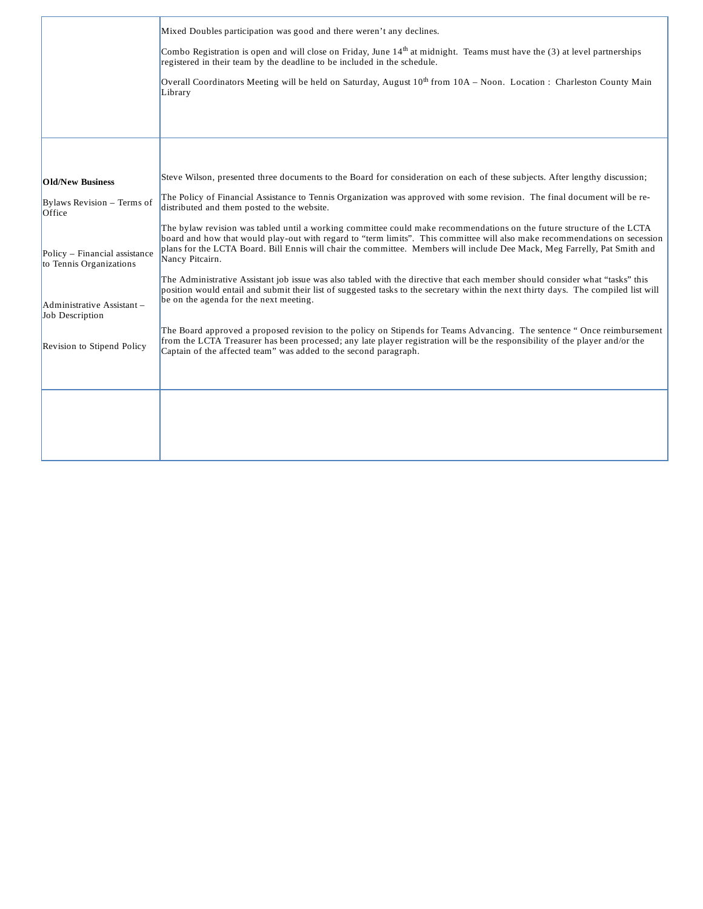| | |
|---|---|
| | Mixed Doubles participation was good and there weren't any declines.<br><br>Combo Registration is open and will close on Friday, June 14th at midnight. Teams must have the (3) at level partnerships registered in their team by the deadline to be included in the schedule.<br><br>Overall Coordinators Meeting will be held on Saturday, August 10th from 10A – Noon. Location : Charleston County Main Library |
| **Old/New Business**<br><br>Bylaws Revision – Terms of Office<br><br>Policy – Financial assistance to Tennis Organizations<br><br>Administrative Assistant – Job Description<br><br>Revision to Stipend Policy | Steve Wilson, presented three documents to the Board for consideration on each of these subjects. After lengthy discussion;<br><br>The Policy of Financial Assistance to Tennis Organization was approved with some revision. The final document will be re-distributed and them posted to the website.<br><br>The bylaw revision was tabled until a working committee could make recommendations on the future structure of the LCTA board and how that would play-out with regard to "term limits". This committee will also make recommendations on secession plans for the LCTA Board. Bill Ennis will chair the committee. Members will include Dee Mack, Meg Farrelly, Pat Smith and Nancy Pitcairn.<br><br>The Administrative Assistant job issue was also tabled with the directive that each member should consider what "tasks" this position would entail and submit their list of suggested tasks to the secretary within the next thirty days. The compiled list will be on the agenda for the next meeting.<br><br>The Board approved a proposed revision to the policy on Stipends for Teams Advancing. The sentence " Once reimbursement from the LCTA Treasurer has been processed; any late player registration will be the responsibility of the player and/or the Captain of the affected team" was added to the second paragraph. |
| | |